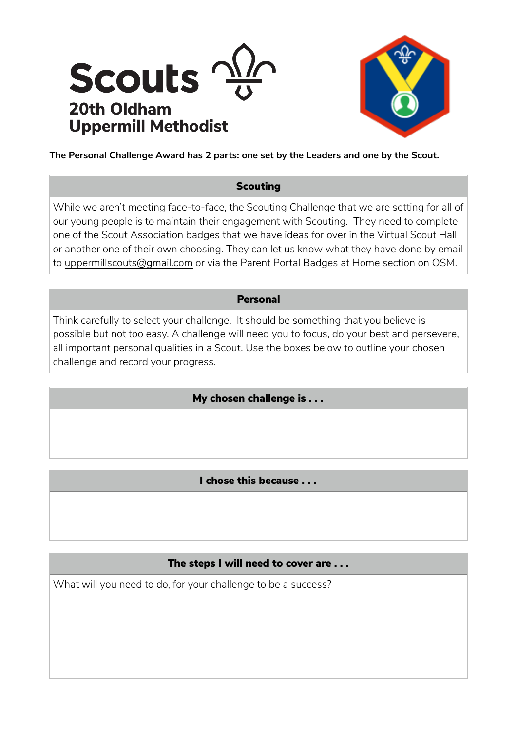# Scouts

**20th Oldham**
**Uppermill Methodist**

**The Personal Challenge Award has 2 parts: one set by the Leaders and one by the Scout.**

## Scouting

While we aren't meeting face-to-face, the Scouting Challenge that we are setting for all of our young people is to maintain their engagement with Scouting. They need to complete one of the Scout Association badges that we have ideas for over in the Virtual Scout Hall or another one of their own choosing. They can let us know what they have done by email to uppermillscouts@gmail.com or via the Parent Portal Badges at Home section on OSM.

## Personal

Think carefully to select your challenge. It should be something that you believe is possible but not too easy. A challenge will need you to focus, do your best and persevere, all important personal qualities in a Scout. Use the boxes below to outline your chosen challenge and record your progress.

### My chosen challenge is . . .

### I chose this because . . .

### The steps I will need to cover are . . .

What will you need to do, for your challenge to be a success?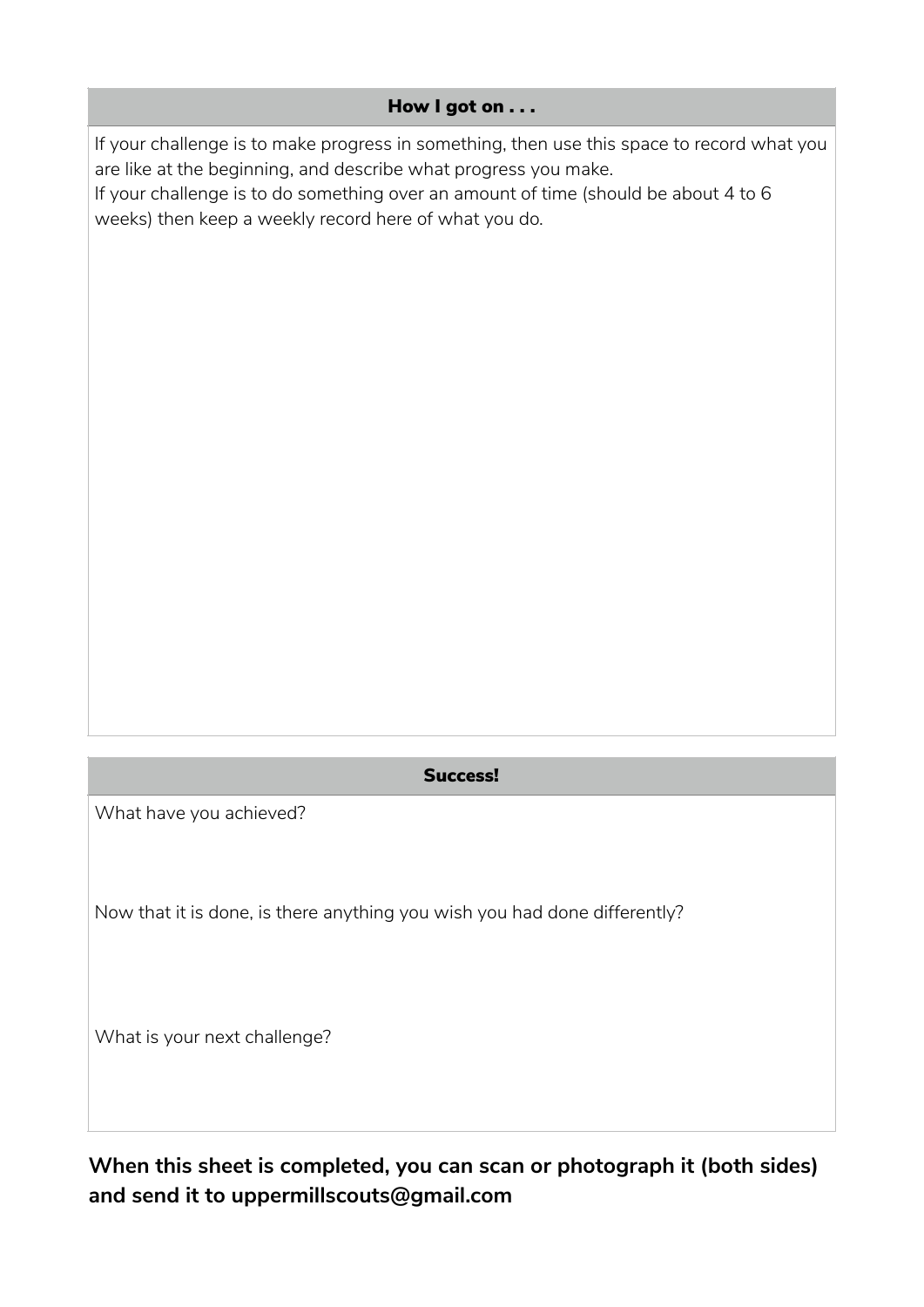## How I got on . . .

If your challenge is to make progress in something, then use this space to record what you are like at the beginning, and describe what progress you make.
If your challenge is to do something over an amount of time (should be about 4 to 6 weeks) then keep a weekly record here of what you do.

## Success!

What have you achieved?

Now that it is done, is there anything you wish you had done differently?

What is your next challenge?

**When this sheet is completed, you can scan or photograph it (both sides) and send it to uppermillscouts@gmail.com**